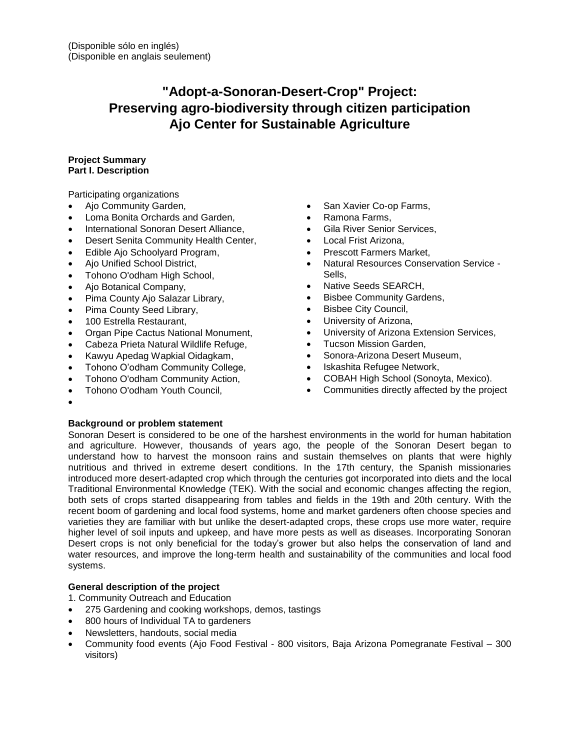(Disponible sólo en inglés)
(Disponible en anglais seulement)

# "Adopt-a-Sonoran-Desert-Crop" Project: Preserving agro-biodiversity through citizen participation Ajo Center for Sustainable Agriculture

**Project Summary**
**Part I. Description**

Participating organizations

- Ajo Community Garden,
- Loma Bonita Orchards and Garden,
- International Sonoran Desert Alliance,
- Desert Senita Community Health Center,
- Edible Ajo Schoolyard Program,
- Ajo Unified School District,
- Tohono O'odham High School,
- Ajo Botanical Company,
- Pima County Ajo Salazar Library,
- Pima County Seed Library,
- 100 Estrella Restaurant,
- Organ Pipe Cactus National Monument,
- Cabeza Prieta Natural Wildlife Refuge,
- Kawyu Apedag Wapkial Oidagkam,
- Tohono O'odham Community College,
- Tohono O'odham Community Action,
- Tohono O'odham Youth Council,
- San Xavier Co-op Farms,
- Ramona Farms,
- Gila River Senior Services,
- Local Frist Arizona,
- Prescott Farmers Market,
- Natural Resources Conservation Service - Sells,
- Native Seeds SEARCH,
- Bisbee Community Gardens,
- Bisbee City Council,
- University of Arizona,
- University of Arizona Extension Services,
- Tucson Mission Garden,
- Sonora-Arizona Desert Museum,
- Iskashita Refugee Network,
- COBAH High School (Sonoyta, Mexico).
- Communities directly affected by the project

**Background or problem statement**
Sonoran Desert is considered to be one of the harshest environments in the world for human habitation and agriculture. However, thousands of years ago, the people of the Sonoran Desert began to understand how to harvest the monsoon rains and sustain themselves on plants that were highly nutritious and thrived in extreme desert conditions. In the 17th century, the Spanish missionaries introduced more desert-adapted crop which through the centuries got incorporated into diets and the local Traditional Environmental Knowledge (TEK). With the social and economic changes affecting the region, both sets of crops started disappearing from tables and fields in the 19th and 20th century. With the recent boom of gardening and local food systems, home and market gardeners often choose species and varieties they are familiar with but unlike the desert-adapted crops, these crops use more water, require higher level of soil inputs and upkeep, and have more pests as well as diseases. Incorporating Sonoran Desert crops is not only beneficial for the today's grower but also helps the conservation of land and water resources, and improve the long-term health and sustainability of the communities and local food systems.

**General description of the project**
1. Community Outreach and Education

- 275 Gardening and cooking workshops, demos, tastings
- 800 hours of Individual TA to gardeners
- Newsletters, handouts, social media
- Community food events (Ajo Food Festival - 800 visitors, Baja Arizona Pomegranate Festival – 300 visitors)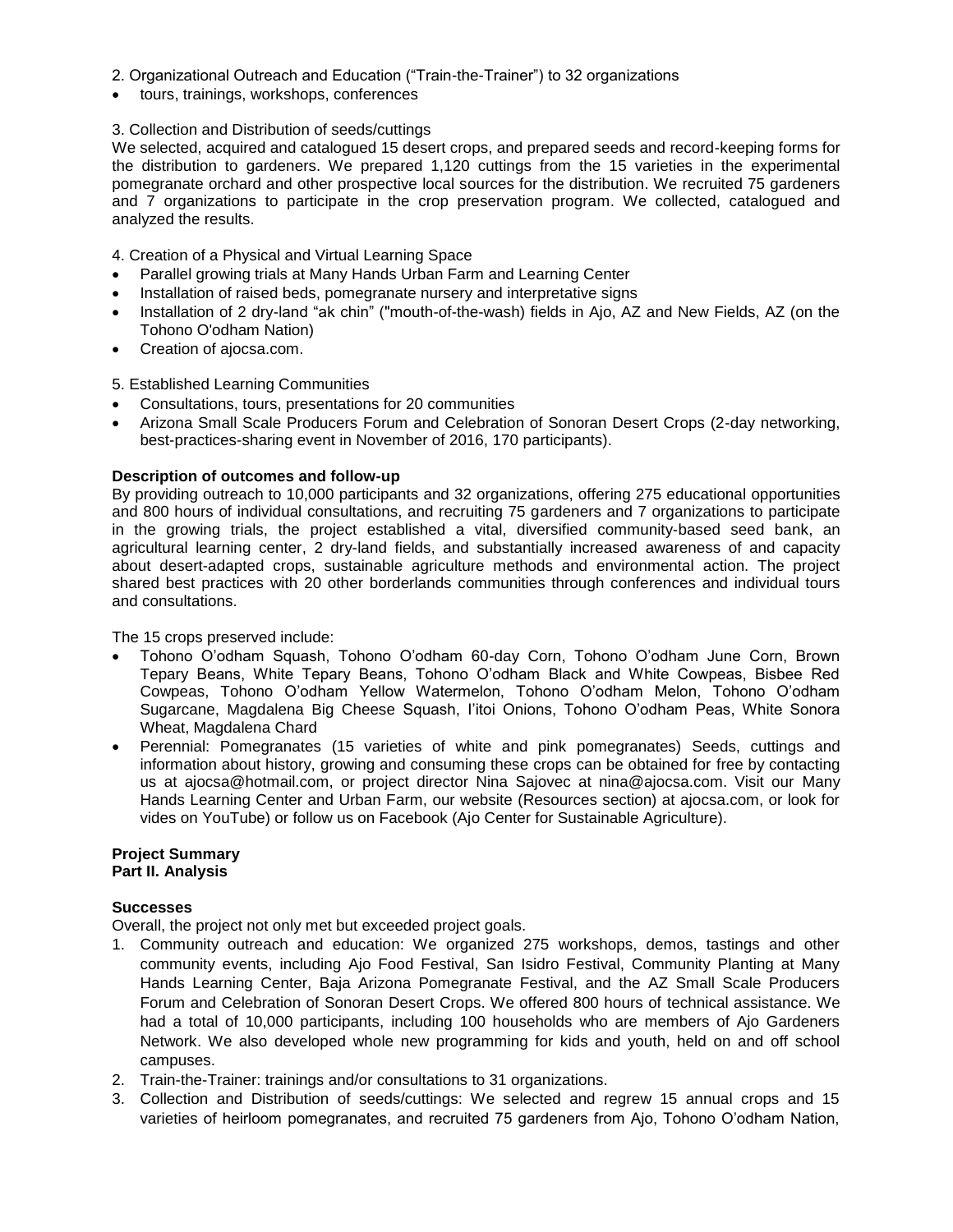2. Organizational Outreach and Education ("Train-the-Trainer") to 32 organizations

- tours, trainings, workshops, conferences

3. Collection and Distribution of seeds/cuttings

We selected, acquired and catalogued 15 desert crops, and prepared seeds and record-keeping forms for the distribution to gardeners. We prepared 1,120 cuttings from the 15 varieties in the experimental pomegranate orchard and other prospective local sources for the distribution. We recruited 75 gardeners and 7 organizations to participate in the crop preservation program. We collected, catalogued and analyzed the results.

4. Creation of a Physical and Virtual Learning Space

- Parallel growing trials at Many Hands Urban Farm and Learning Center
- Installation of raised beds, pomegranate nursery and interpretative signs
- Installation of 2 dry-land "ak chin" ("mouth-of-the-wash) fields in Ajo, AZ and New Fields, AZ (on the Tohono O'odham Nation)
- Creation of ajocsa.com.

5. Established Learning Communities

- Consultations, tours, presentations for 20 communities
- Arizona Small Scale Producers Forum and Celebration of Sonoran Desert Crops (2-day networking, best-practices-sharing event in November of 2016, 170 participants).

**Description of outcomes and follow-up**

By providing outreach to 10,000 participants and 32 organizations, offering 275 educational opportunities and 800 hours of individual consultations, and recruiting 75 gardeners and 7 organizations to participate in the growing trials, the project established a vital, diversified community-based seed bank, an agricultural learning center, 2 dry-land fields, and substantially increased awareness of and capacity about desert-adapted crops, sustainable agriculture methods and environmental action. The project shared best practices with 20 other borderlands communities through conferences and individual tours and consultations.

The 15 crops preserved include:

- Tohono O'odham Squash, Tohono O'odham 60-day Corn, Tohono O'odham June Corn, Brown Tepary Beans, White Tepary Beans, Tohono O'odham Black and White Cowpeas, Bisbee Red Cowpeas, Tohono O'odham Yellow Watermelon, Tohono O'odham Melon, Tohono O'odham Sugarcane, Magdalena Big Cheese Squash, I'itoi Onions, Tohono O'odham Peas, White Sonora Wheat, Magdalena Chard
- Perennial: Pomegranates (15 varieties of white and pink pomegranates) Seeds, cuttings and information about history, growing and consuming these crops can be obtained for free by contacting us at ajocsa@hotmail.com, or project director Nina Sajovec at nina@ajocsa.com. Visit our Many Hands Learning Center and Urban Farm, our website (Resources section) at ajocsa.com, or look for vides on YouTube) or follow us on Facebook (Ajo Center for Sustainable Agriculture).

**Project Summary**
**Part II. Analysis**

**Successes**

Overall, the project not only met but exceeded project goals.

1. Community outreach and education: We organized 275 workshops, demos, tastings and other community events, including Ajo Food Festival, San Isidro Festival, Community Planting at Many Hands Learning Center, Baja Arizona Pomegranate Festival, and the AZ Small Scale Producers Forum and Celebration of Sonoran Desert Crops. We offered 800 hours of technical assistance. We had a total of 10,000 participants, including 100 households who are members of Ajo Gardeners Network. We also developed whole new programming for kids and youth, held on and off school campuses.
2. Train-the-Trainer: trainings and/or consultations to 31 organizations.
3. Collection and Distribution of seeds/cuttings: We selected and regrew 15 annual crops and 15 varieties of heirloom pomegranates, and recruited 75 gardeners from Ajo, Tohono O'odham Nation,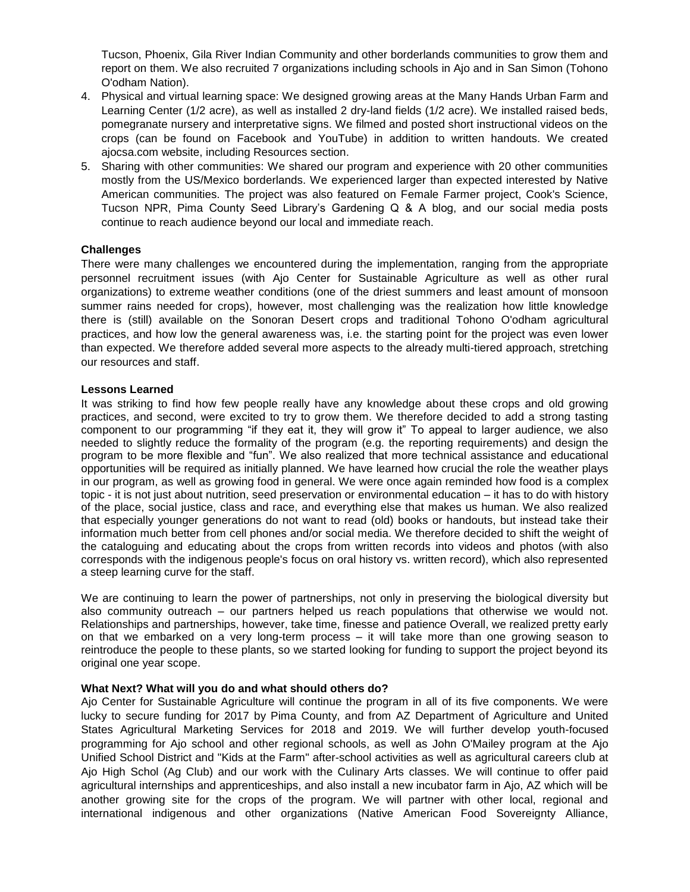Tucson, Phoenix, Gila River Indian Community and other borderlands communities to grow them and report on them. We also recruited 7 organizations including schools in Ajo and in San Simon (Tohono O'odham Nation).

4. Physical and virtual learning space: We designed growing areas at the Many Hands Urban Farm and Learning Center (1/2 acre), as well as installed 2 dry-land fields (1/2 acre). We installed raised beds, pomegranate nursery and interpretative signs. We filmed and posted short instructional videos on the crops (can be found on Facebook and YouTube) in addition to written handouts. We created ajocsa.com website, including Resources section.
5. Sharing with other communities: We shared our program and experience with 20 other communities mostly from the US/Mexico borderlands. We experienced larger than expected interested by Native American communities. The project was also featured on Female Farmer project, Cook's Science, Tucson NPR, Pima County Seed Library's Gardening Q & A blog, and our social media posts continue to reach audience beyond our local and immediate reach.

**Challenges**

There were many challenges we encountered during the implementation, ranging from the appropriate personnel recruitment issues (with Ajo Center for Sustainable Agriculture as well as other rural organizations) to extreme weather conditions (one of the driest summers and least amount of monsoon summer rains needed for crops), however, most challenging was the realization how little knowledge there is (still) available on the Sonoran Desert crops and traditional Tohono O'odham agricultural practices, and how low the general awareness was, i.e. the starting point for the project was even lower than expected. We therefore added several more aspects to the already multi-tiered approach, stretching our resources and staff.

**Lessons Learned**

It was striking to find how few people really have any knowledge about these crops and old growing practices, and second, were excited to try to grow them. We therefore decided to add a strong tasting component to our programming "if they eat it, they will grow it" To appeal to larger audience, we also needed to slightly reduce the formality of the program (e.g. the reporting requirements) and design the program to be more flexible and "fun". We also realized that more technical assistance and educational opportunities will be required as initially planned. We have learned how crucial the role the weather plays in our program, as well as growing food in general. We were once again reminded how food is a complex topic - it is not just about nutrition, seed preservation or environmental education – it has to do with history of the place, social justice, class and race, and everything else that makes us human. We also realized that especially younger generations do not want to read (old) books or handouts, but instead take their information much better from cell phones and/or social media. We therefore decided to shift the weight of the cataloguing and educating about the crops from written records into videos and photos (with also corresponds with the indigenous people's focus on oral history vs. written record), which also represented a steep learning curve for the staff.

We are continuing to learn the power of partnerships, not only in preserving the biological diversity but also community outreach – our partners helped us reach populations that otherwise we would not. Relationships and partnerships, however, take time, finesse and patience Overall, we realized pretty early on that we embarked on a very long-term process – it will take more than one growing season to reintroduce the people to these plants, so we started looking for funding to support the project beyond its original one year scope.

**What Next? What will you do and what should others do?**

Ajo Center for Sustainable Agriculture will continue the program in all of its five components. We were lucky to secure funding for 2017 by Pima County, and from AZ Department of Agriculture and United States Agricultural Marketing Services for 2018 and 2019. We will further develop youth-focused programming for Ajo school and other regional schools, as well as John O'Mailey program at the Ajo Unified School District and "Kids at the Farm" after-school activities as well as agricultural careers club at Ajo High Schol (Ag Club) and our work with the Culinary Arts classes. We will continue to offer paid agricultural internships and apprenticeships, and also install a new incubator farm in Ajo, AZ which will be another growing site for the crops of the program. We will partner with other local, regional and international indigenous and other organizations (Native American Food Sovereignty Alliance,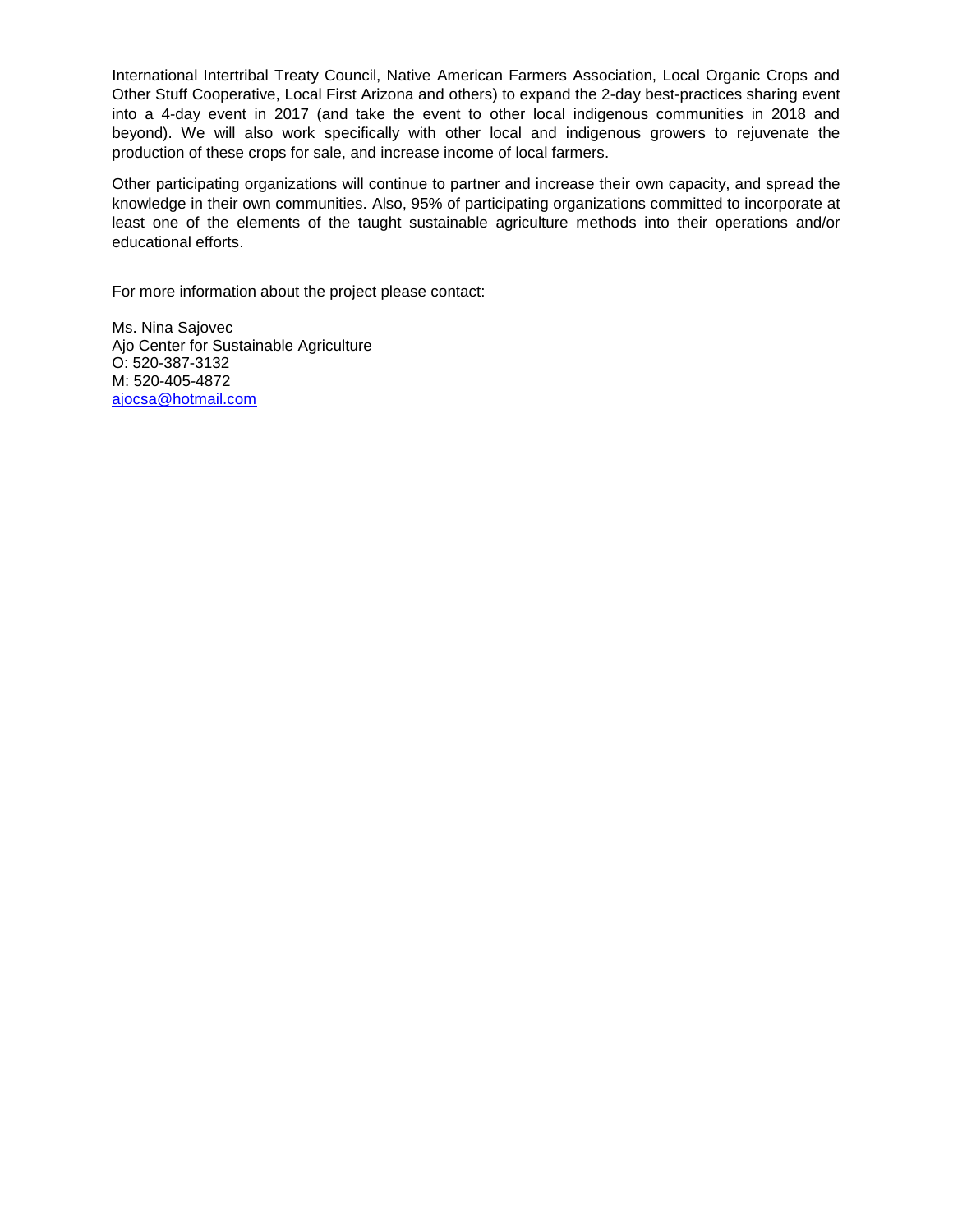International Intertribal Treaty Council, Native American Farmers Association, Local Organic Crops and Other Stuff Cooperative, Local First Arizona and others) to expand the 2-day best-practices sharing event into a 4-day event in 2017 (and take the event to other local indigenous communities in 2018 and beyond). We will also work specifically with other local and indigenous growers to rejuvenate the production of these crops for sale, and increase income of local farmers.

Other participating organizations will continue to partner and increase their own capacity, and spread the knowledge in their own communities. Also, 95% of participating organizations committed to incorporate at least one of the elements of the taught sustainable agriculture methods into their operations and/or educational efforts.

For more information about the project please contact:

Ms. Nina Sajovec
Ajo Center for Sustainable Agriculture
O: 520-387-3132
M: 520-405-4872
ajocsa@hotmail.com